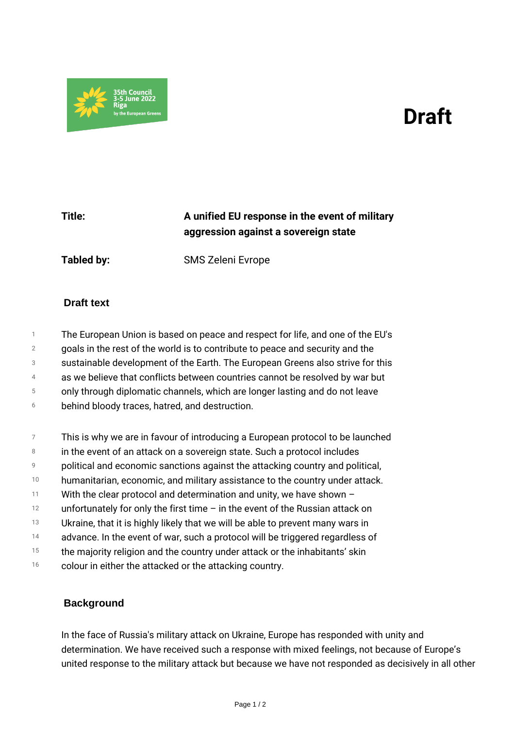35th Council
3-5 June 2022
Riga
by the European Greens

# Draft

**Title:** **A unified EU response in the event of military aggression against a sovereign state**

**Tabled by:** SMS Zeleni Evrope

## Draft text

The European Union is based on peace and respect for life, and one of the EU's goals in the rest of the world is to contribute to peace and security and the sustainable development of the Earth. The European Greens also strive for this as we believe that conflicts between countries cannot be resolved by war but only through diplomatic channels, which are longer lasting and do not leave behind bloody traces, hatred, and destruction.

This is why we are in favour of introducing a European protocol to be launched in the event of an attack on a sovereign state. Such a protocol includes political and economic sanctions against the attacking country and political, humanitarian, economic, and military assistance to the country under attack. With the clear protocol and determination and unity, we have shown – unfortunately for only the first time – in the event of the Russian attack on Ukraine, that it is highly likely that we will be able to prevent many wars in advance. In the event of war, such a protocol will be triggered regardless of the majority religion and the country under attack or the inhabitants' skin colour in either the attacked or the attacking country.

## Background

In the face of Russia's military attack on Ukraine, Europe has responded with unity and determination. We have received such a response with mixed feelings, not because of Europe's united response to the military attack but because we have not responded as decisively in all other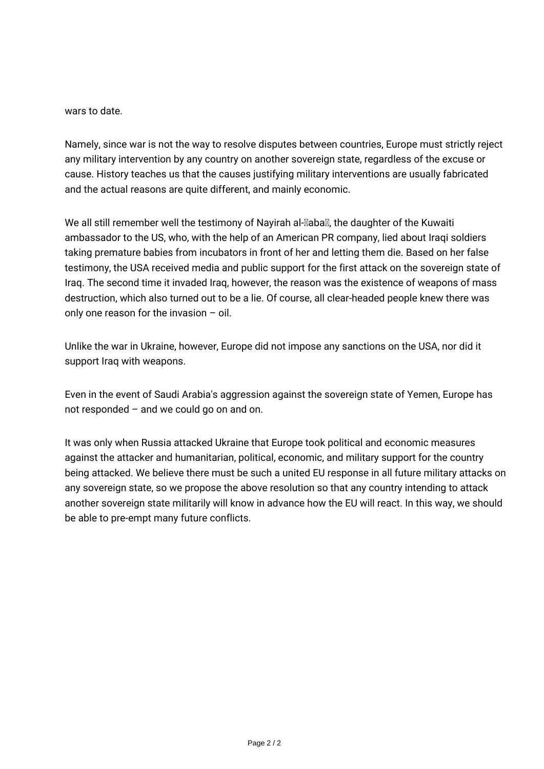wars to date.

Namely, since war is not the way to resolve disputes between countries, Europe must strictly reject any military intervention by any country on another sovereign state, regardless of the excuse or cause. History teaches us that the causes justifying military interventions are usually fabricated and the actual reasons are quite different, and mainly economic.

We all still remember well the testimony of Nayirah al-Ṣabaḥ, the daughter of the Kuwaiti ambassador to the US, who, with the help of an American PR company, lied about Iraqi soldiers taking premature babies from incubators in front of her and letting them die. Based on her false testimony, the USA received media and public support for the first attack on the sovereign state of Iraq. The second time it invaded Iraq, however, the reason was the existence of weapons of mass destruction, which also turned out to be a lie. Of course, all clear-headed people knew there was only one reason for the invasion – oil.

Unlike the war in Ukraine, however, Europe did not impose any sanctions on the USA, nor did it support Iraq with weapons.

Even in the event of Saudi Arabia's aggression against the sovereign state of Yemen, Europe has not responded – and we could go on and on.

It was only when Russia attacked Ukraine that Europe took political and economic measures against the attacker and humanitarian, political, economic, and military support for the country being attacked. We believe there must be such a united EU response in all future military attacks on any sovereign state, so we propose the above resolution so that any country intending to attack another sovereign state militarily will know in advance how the EU will react. In this way, we should be able to pre-empt many future conflicts.